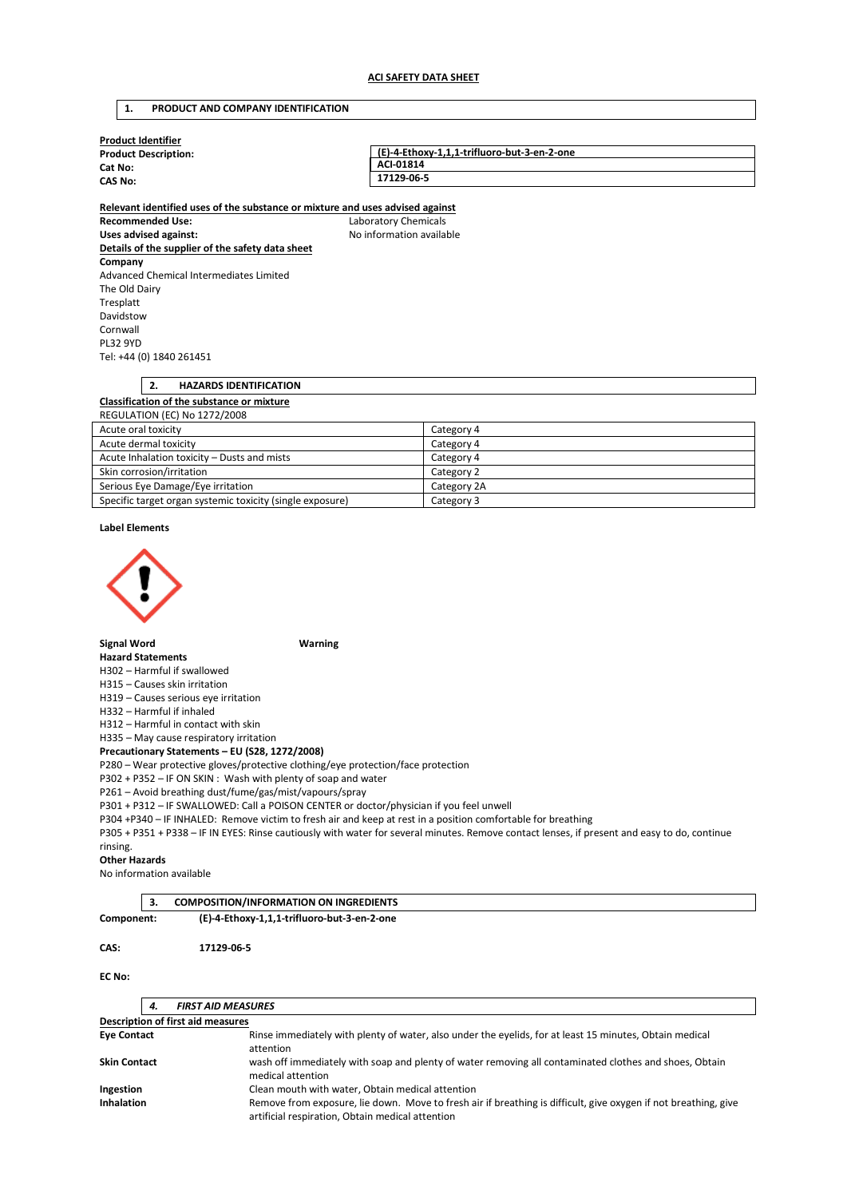# ACI SAFETY DATA SHEET

## 1. PRODUCT AND COMPANY IDENTIFICATION

**Product Identifier**

| | |
|---|---|
| **Product Description:** | **(E)-4-Ethoxy-1,1,1-trifluoro-but-3-en-2-one** |
| **Cat No:** | **ACI-01814** |
| **CAS No:** | **17129-06-5** |

**Relevant identified uses of the substance or mixture and uses advised against**

**Recommended Use:** Laboratory Chemicals

**Uses advised against:** No information available

**Details of the supplier of the safety data sheet**

**Company**

Advanced Chemical Intermediates Limited
The Old Dairy
Tresplatt
Davidstow
Cornwall
PL32 9YD
Tel: +44 (0) 1840 261451

## 2. HAZARDS IDENTIFICATION

**Classification of the substance or mixture**

REGULATION (EC) No 1272/2008

| | |
|---|---|
| Acute oral toxicity | Category 4 |
| Acute dermal toxicity | Category 4 |
| Acute Inhalation toxicity – Dusts and mists | Category 4 |
| Skin corrosion/irritation | Category 2 |
| Serious Eye Damage/Eye irritation | Category 2A |
| Specific target organ systemic toxicity (single exposure) | Category 3 |

**Label Elements**

**Signal Word** **Warning**

**Hazard Statements**

H302 – Harmful if swallowed
H315 – Causes skin irritation
H319 – Causes serious eye irritation
H332 – Harmful if inhaled
H312 – Harmful in contact with skin
H335 – May cause respiratory irritation

**Precautionary Statements – EU (S28, 1272/2008)**

P280 – Wear protective gloves/protective clothing/eye protection/face protection
P302 + P352 – IF ON SKIN : Wash with plenty of soap and water
P261 – Avoid breathing dust/fume/gas/mist/vapours/spray
P301 + P312 – IF SWALLOWED: Call a POISON CENTER or doctor/physician if you feel unwell
P304 +P340 – IF INHALED: Remove victim to fresh air and keep at rest in a position comfortable for breathing
P305 + P351 + P338 – IF IN EYES: Rinse cautiously with water for several minutes. Remove contact lenses, if present and easy to do, continue rinsing.

**Other Hazards**

No information available

## 3. COMPOSITION/INFORMATION ON INGREDIENTS

**Component:** **(E)-4-Ethoxy-1,1,1-trifluoro-but-3-en-2-one**

**CAS:** **17129-06-5**

**EC No:**

## 4. *FIRST AID MEASURES*

**Description of first aid measures**

**Eye Contact** Rinse immediately with plenty of water, also under the eyelids, for at least 15 minutes, Obtain medical attention

**Skin Contact** wash off immediately with soap and plenty of water removing all contaminated clothes and shoes, Obtain medical attention

**Ingestion** Clean mouth with water, Obtain medical attention

**Inhalation** Remove from exposure, lie down. Move to fresh air if breathing is difficult, give oxygen if not breathing, give artificial respiration, Obtain medical attention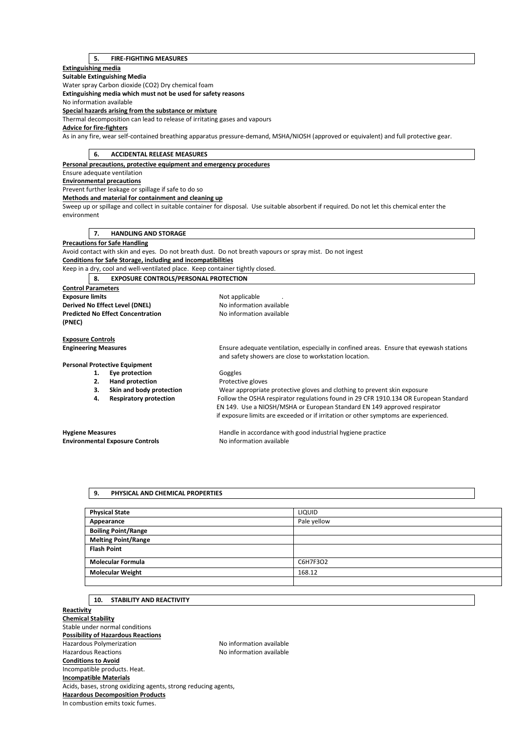## 5. FIRE-FIGHTING MEASURES

**Extinguishing media**

**Suitable Extinguishing Media**

Water spray Carbon dioxide ($CO_2$) Dry chemical foam

**Extinguishing media which must not be used for safety reasons**

No information available

**Special hazards arising from the substance or mixture**

Thermal decomposition can lead to release of irritating gases and vapours

**Advice for fire-fighters**

As in any fire, wear self-contained breathing apparatus pressure-demand, MSHA/NIOSH (approved or equivalent) and full protective gear.

## 6. ACCIDENTAL RELEASE MEASURES

**Personal precautions, protective equipment and emergency procedures**

Ensure adequate ventilation

**Environmental precautions**

Prevent further leakage or spillage if safe to do so

**Methods and material for containment and cleaning up**

Sweep up or spillage and collect in suitable container for disposal. Use suitable absorbent if required. Do not let this chemical enter the environment

## 7. HANDLING AND STORAGE

**Precautions for Safe Handling**

Avoid contact with skin and eyes. Do not breath dust. Do not breath vapours or spray mist. Do not ingest

**Conditions for Safe Storage, including and incompatibilities**

Keep in a dry, cool and well-ventilated place. Keep container tightly closed.

## 8. EXPOSURE CONTROLS/PERSONAL PROTECTION

**Control Parameters**

**Exposure limits** — Not applicable .

**Derived No Effect Level (DNEL)** — No information available

**Predicted No Effect Concentration (PNEC)** — No information available

**Exposure Controls**

**Engineering Measures** — Ensure adequate ventilation, especially in confined areas. Ensure that eyewash stations and safety showers are close to workstation location.

**Personal Protective Equipment**

1. **Eye protection** — Goggles
2. **Hand protection** — Protective gloves
3. **Skin and body protection** — Wear appropriate protective gloves and clothing to prevent skin exposure
4. **Respiratory protection** — Follow the OSHA respirator regulations found in 29 CFR 1910.134 OR European Standard EN 149. Use a NIOSH/MSHA or European Standard EN 149 approved respirator if exposure limits are exceeded or if irritation or other symptoms are experienced.

**Hygiene Measures** — Handle in accordance with good industrial hygiene practice

**Environmental Exposure Controls** — No information available

## 9. PHYSICAL AND CHEMICAL PROPERTIES

| Physical State | LIQUID |
|---|---|
| Appearance | Pale yellow |
| Boiling Point/Range | |
| Melting Point/Range | |
| Flash Point | |
| Molecular Formula | $C_6H_7F_3O_2$ |
| Molecular Weight | 168.12 |
| | |

## 10. STABILITY AND REACTIVITY

**Reactivity**

**Chemical Stability**

Stable under normal conditions

**Possibility of Hazardous Reactions**

Hazardous Polymerization — No information available

Hazardous Reactions — No information available

**Conditions to Avoid**

Incompatible products. Heat.

**Incompatible Materials**

Acids, bases, strong oxidizing agents, strong reducing agents,

**Hazardous Decomposition Products**

In combustion emits toxic fumes.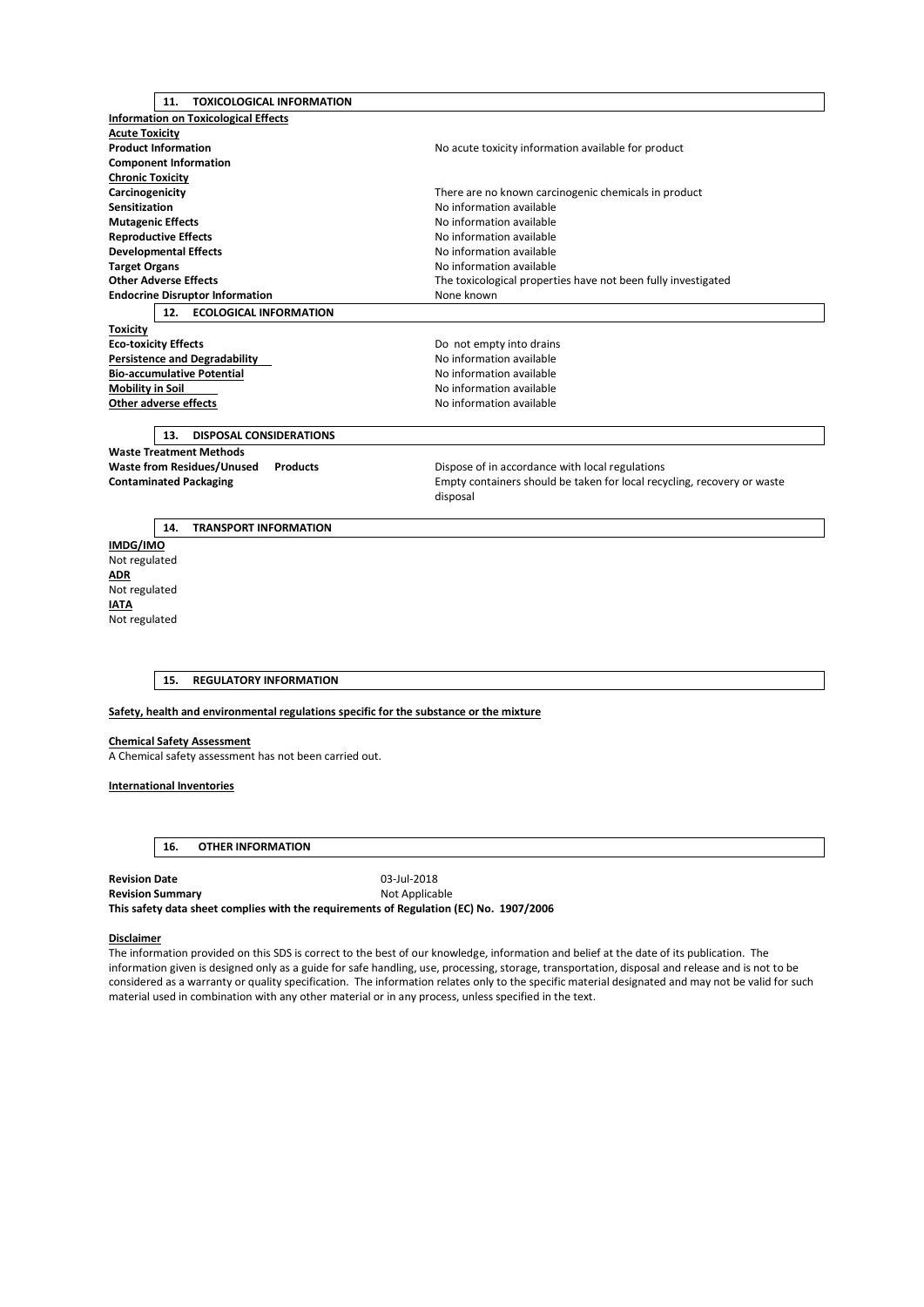## 11. TOXICOLOGICAL INFORMATION

**Information on Toxicological Effects**

**Acute Toxicity**

| | |
|---|---|
| **Product Information** | No acute toxicity information available for product |
| **Component Information** | |

**Chronic Toxicity**

| | |
|---|---|
| **Carcinogenicity** | There are no known carcinogenic chemicals in product |
| **Sensitization** | No information available |
| **Mutagenic Effects** | No information available |
| **Reproductive Effects** | No information available |
| **Developmental Effects** | No information available |
| **Target Organs** | No information available |
| **Other Adverse Effects** | The toxicological properties have not been fully investigated |
| **Endocrine Disruptor Information** | None known |

## 12. ECOLOGICAL INFORMATION

**Toxicity**

| | |
|---|---|
| **Eco-toxicity Effects** | Do not empty into drains |
| **Persistence and Degradability** | No information available |
| **Bio-accumulative Potential** | No information available |
| **Mobility in Soil** | No information available |
| **Other adverse effects** | No information available |

## 13. DISPOSAL CONSIDERATIONS

**Waste Treatment Methods**

| | |
|---|---|
| **Waste from Residues/Unused Products** | Dispose of in accordance with local regulations |
| **Contaminated Packaging** | Empty containers should be taken for local recycling, recovery or waste disposal |

## 14. TRANSPORT INFORMATION

**IMDG/IMO**
Not regulated

**ADR**
Not regulated

**IATA**
Not regulated

## 15. REGULATORY INFORMATION

**Safety, health and environmental regulations specific for the substance or the mixture**

**Chemical Safety Assessment**
A Chemical safety assessment has not been carried out.

**International Inventories**

## 16. OTHER INFORMATION

| | |
|---|---|
| **Revision Date** | 03-Jul-2018 |
| **Revision Summary** | Not Applicable |

**This safety data sheet complies with the requirements of Regulation (EC) No. 1907/2006**

**Disclaimer**

The information provided on this SDS is correct to the best of our knowledge, information and belief at the date of its publication. The information given is designed only as a guide for safe handling, use, processing, storage, transportation, disposal and release and is not to be considered as a warranty or quality specification. The information relates only to the specific material designated and may not be valid for such material used in combination with any other material or in any process, unless specified in the text.